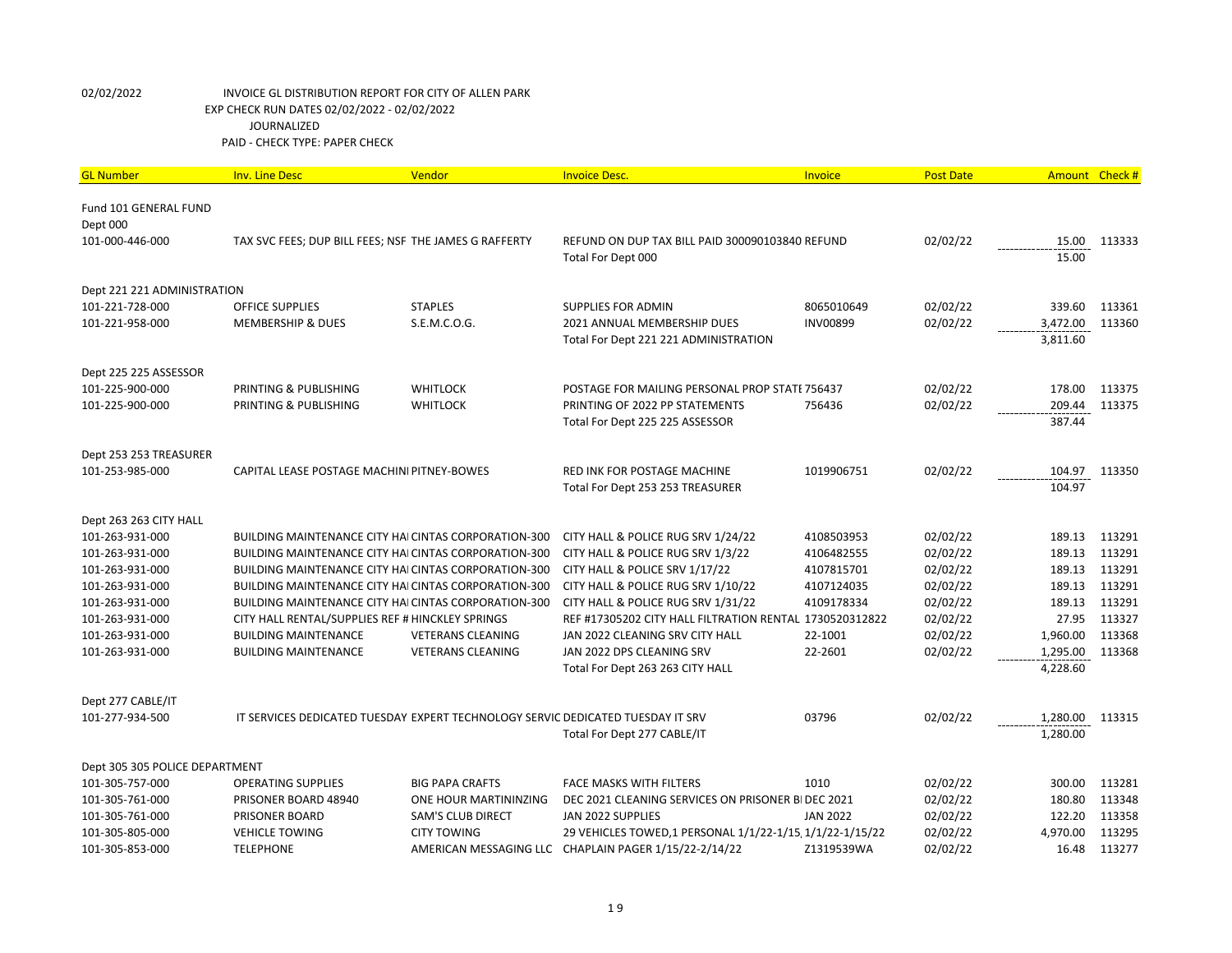02/02/2022 INVOICE GL DISTRIBUTION REPORT FOR CITY OF ALLEN PARK
EXP CHECK RUN DATES 02/02/2022 - 02/02/2022
JOURNALIZED
PAID - CHECK TYPE: PAPER CHECK

| GL Number | Inv. Line Desc | Vendor | Invoice Desc. | Invoice | Post Date | Amount | Check # |
|---|---|---|---|---|---|---|---|
| Fund 101 GENERAL FUND | | | | | | | |
| Dept 000 | | | | | | | |
| 101-000-446-000 | TAX SVC FEES; DUP BILL FEES; NSF | THE JAMES G RAFFERTY | REFUND ON DUP TAX BILL PAID 300090103840 | REFUND | 02/02/22 | 15.00 | 113333 |
| | | | Total For Dept 000 | | | 15.00 | |
| Dept 221 221 ADMINISTRATION | | | | | | | |
| 101-221-728-000 | OFFICE SUPPLIES | STAPLES | SUPPLIES FOR ADMIN | 8065010649 | 02/02/22 | 339.60 | 113361 |
| 101-221-958-000 | MEMBERSHIP & DUES | S.E.M.C.O.G. | 2021 ANNUAL MEMBERSHIP DUES | INV00899 | 02/02/22 | 3,472.00 | 113360 |
| | | | Total For Dept 221 221 ADMINISTRATION | | | 3,811.60 | |
| Dept 225 225 ASSESSOR | | | | | | | |
| 101-225-900-000 | PRINTING & PUBLISHING | WHITLOCK | POSTAGE FOR MAILING PERSONAL PROP STATI | 756437 | 02/02/22 | 178.00 | 113375 |
| 101-225-900-000 | PRINTING & PUBLISHING | WHITLOCK | PRINTING OF 2022 PP STATEMENTS | 756436 | 02/02/22 | 209.44 | 113375 |
| | | | Total For Dept 225 225 ASSESSOR | | | 387.44 | |
| Dept 253 253 TREASURER | | | | | | | |
| 101-253-985-000 | CAPITAL LEASE POSTAGE MACHINI | PITNEY-BOWES | RED INK FOR POSTAGE MACHINE | 1019906751 | 02/02/22 | 104.97 | 113350 |
| | | | Total For Dept 253 253 TREASURER | | | 104.97 | |
| Dept 263 263 CITY HALL | | | | | | | |
| 101-263-931-000 | BUILDING MAINTENANCE CITY HAI | CINTAS CORPORATION-300 | CITY HALL & POLICE RUG SRV 1/24/22 | 4108503953 | 02/02/22 | 189.13 | 113291 |
| 101-263-931-000 | BUILDING MAINTENANCE CITY HAI | CINTAS CORPORATION-300 | CITY HALL & POLICE RUG SRV 1/3/22 | 4106482555 | 02/02/22 | 189.13 | 113291 |
| 101-263-931-000 | BUILDING MAINTENANCE CITY HAI | CINTAS CORPORATION-300 | CITY HALL & POLICE SRV 1/17/22 | 4107815701 | 02/02/22 | 189.13 | 113291 |
| 101-263-931-000 | BUILDING MAINTENANCE CITY HAI | CINTAS CORPORATION-300 | CITY HALL & POLICE RUG SRV 1/10/22 | 4107124035 | 02/02/22 | 189.13 | 113291 |
| 101-263-931-000 | BUILDING MAINTENANCE CITY HAI | CINTAS CORPORATION-300 | CITY HALL & POLICE RUG SRV 1/31/22 | 4109178334 | 02/02/22 | 189.13 | 113291 |
| 101-263-931-000 | CITY HALL RENTAL/SUPPLIES REF # | HINCKLEY SPRINGS | REF #17305202 CITY HALL FILTRATION RENTAL | 1730520312822 | 02/02/22 | 27.95 | 113327 |
| 101-263-931-000 | BUILDING MAINTENANCE | VETERANS CLEANING | JAN 2022 CLEANING SRV CITY HALL | 22-1001 | 02/02/22 | 1,960.00 | 113368 |
| 101-263-931-000 | BUILDING MAINTENANCE | VETERANS CLEANING | JAN 2022 DPS CLEANING SRV | 22-2601 | 02/02/22 | 1,295.00 | 113368 |
| | | | Total For Dept 263 263 CITY HALL | | | 4,228.60 | |
| Dept 277 CABLE/IT | | | | | | | |
| 101-277-934-500 | IT SERVICES DEDICATED TUESDAY | EXPERT TECHNOLOGY SERVIC | DEDICATED TUESDAY IT SRV | 03796 | 02/02/22 | 1,280.00 | 113315 |
| | | | Total For Dept 277 CABLE/IT | | | 1,280.00 | |
| Dept 305 305 POLICE DEPARTMENT | | | | | | | |
| 101-305-757-000 | OPERATING SUPPLIES | BIG PAPA CRAFTS | FACE MASKS WITH FILTERS | 1010 | 02/02/22 | 300.00 | 113281 |
| 101-305-761-000 | PRISONER BOARD 48940 | ONE HOUR MARTININZING | DEC 2021 CLEANING SERVICES ON PRISONER BI | DEC 2021 | 02/02/22 | 180.80 | 113348 |
| 101-305-761-000 | PRISONER BOARD | SAM'S CLUB DIRECT | JAN 2022 SUPPLIES | JAN 2022 | 02/02/22 | 122.20 | 113358 |
| 101-305-805-000 | VEHICLE TOWING | CITY TOWING | 29 VEHICLES TOWED,1 PERSONAL 1/1/22-1/15, | 1/1/22-1/15/22 | 02/02/22 | 4,970.00 | 113295 |
| 101-305-853-000 | TELEPHONE | AMERICAN MESSAGING LLC | CHAPLAIN PAGER 1/15/22-2/14/22 | Z1319539WA | 02/02/22 | 16.48 | 113277 |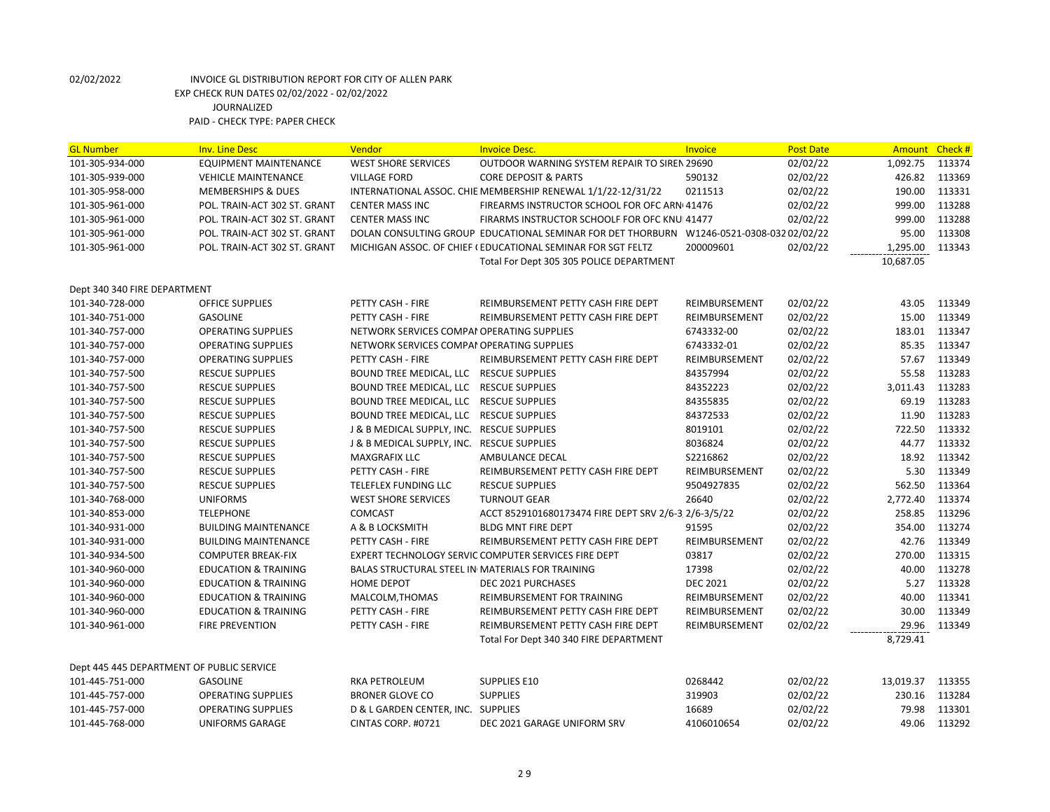02/02/2022 INVOICE GL DISTRIBUTION REPORT FOR CITY OF ALLEN PARK

EXP CHECK RUN DATES 02/02/2022 - 02/02/2022

JOURNALIZED

PAID - CHECK TYPE: PAPER CHECK

| GL Number | Inv. Line Desc | Vendor | Invoice Desc. | Invoice | Post Date | Amount | Check # |
|---|---|---|---|---|---|---|---|
| 101-305-934-000 | EQUIPMENT MAINTENANCE | WEST SHORE SERVICES | OUTDOOR WARNING SYSTEM REPAIR TO SIREN 29690 | | 02/02/22 | 1,092.75 | 113374 |
| 101-305-939-000 | VEHICLE MAINTENANCE | VILLAGE FORD | CORE DEPOSIT & PARTS | 590132 | 02/02/22 | 426.82 | 113369 |
| 101-305-958-000 | MEMBERSHIPS & DUES | INTERNATIONAL ASSOC. CHIE | MEMBERSHIP RENEWAL 1/1/22-12/31/22 | 0211513 | 02/02/22 | 190.00 | 113331 |
| 101-305-961-000 | POL. TRAIN-ACT 302 ST. GRANT | CENTER MASS INC | FIREARMS INSTRUCTOR SCHOOL FOR OFC ARN | 41476 | 02/02/22 | 999.00 | 113288 |
| 101-305-961-000 | POL. TRAIN-ACT 302 ST. GRANT | CENTER MASS INC | FIRARMS INSTRUCTOR SCHOOLF FOR OFC KNU | 41477 | 02/02/22 | 999.00 | 113288 |
| 101-305-961-000 | POL. TRAIN-ACT 302 ST. GRANT | DOLAN CONSULTING GROUP | EDUCATIONAL SEMINAR FOR DET THORBURN | W1246-0521-0308-032 | 02/02/22 | 95.00 | 113308 |
| 101-305-961-000 | POL. TRAIN-ACT 302 ST. GRANT | MICHIGAN ASSOC. OF CHIEF ( | EDUCATIONAL SEMINAR FOR SGT FELTZ | 200009601 | 02/02/22 | 1,295.00 | 113343 |
| | | | Total For Dept 305 305 POLICE DEPARTMENT | | | 10,687.05 | |
| Dept 340 340 FIRE DEPARTMENT | | | | | | | |
| 101-340-728-000 | OFFICE SUPPLIES | PETTY CASH - FIRE | REIMBURSEMENT PETTY CASH FIRE DEPT | REIMBURSEMENT | 02/02/22 | 43.05 | 113349 |
| 101-340-751-000 | GASOLINE | PETTY CASH - FIRE | REIMBURSEMENT PETTY CASH FIRE DEPT | REIMBURSEMENT | 02/02/22 | 15.00 | 113349 |
| 101-340-757-000 | OPERATING SUPPLIES | NETWORK SERVICES COMPAI | OPERATING SUPPLIES | 6743332-00 | 02/02/22 | 183.01 | 113347 |
| 101-340-757-000 | OPERATING SUPPLIES | NETWORK SERVICES COMPAI | OPERATING SUPPLIES | 6743332-01 | 02/02/22 | 85.35 | 113347 |
| 101-340-757-000 | OPERATING SUPPLIES | PETTY CASH - FIRE | REIMBURSEMENT PETTY CASH FIRE DEPT | REIMBURSEMENT | 02/02/22 | 57.67 | 113349 |
| 101-340-757-500 | RESCUE SUPPLIES | BOUND TREE MEDICAL, LLC | RESCUE SUPPLIES | 84357994 | 02/02/22 | 55.58 | 113283 |
| 101-340-757-500 | RESCUE SUPPLIES | BOUND TREE MEDICAL, LLC | RESCUE SUPPLIES | 84352223 | 02/02/22 | 3,011.43 | 113283 |
| 101-340-757-500 | RESCUE SUPPLIES | BOUND TREE MEDICAL, LLC | RESCUE SUPPLIES | 84355835 | 02/02/22 | 69.19 | 113283 |
| 101-340-757-500 | RESCUE SUPPLIES | BOUND TREE MEDICAL, LLC | RESCUE SUPPLIES | 84372533 | 02/02/22 | 11.90 | 113283 |
| 101-340-757-500 | RESCUE SUPPLIES | J & B MEDICAL SUPPLY, INC. | RESCUE SUPPLIES | 8019101 | 02/02/22 | 722.50 | 113332 |
| 101-340-757-500 | RESCUE SUPPLIES | J & B MEDICAL SUPPLY, INC. | RESCUE SUPPLIES | 8036824 | 02/02/22 | 44.77 | 113332 |
| 101-340-757-500 | RESCUE SUPPLIES | MAXGRAFIX LLC | AMBULANCE DECAL | S2216862 | 02/02/22 | 18.92 | 113342 |
| 101-340-757-500 | RESCUE SUPPLIES | PETTY CASH - FIRE | REIMBURSEMENT PETTY CASH FIRE DEPT | REIMBURSEMENT | 02/02/22 | 5.30 | 113349 |
| 101-340-757-500 | RESCUE SUPPLIES | TELEFLEX FUNDING LLC | RESCUE SUPPLIES | 9504927835 | 02/02/22 | 562.50 | 113364 |
| 101-340-768-000 | UNIFORMS | WEST SHORE SERVICES | TURNOUT GEAR | 26640 | 02/02/22 | 2,772.40 | 113374 |
| 101-340-853-000 | TELEPHONE | COMCAST | ACCT 8529101680173474 FIRE DEPT SRV 2/6-3 | 2/6-3/5/22 | 02/02/22 | 258.85 | 113296 |
| 101-340-931-000 | BUILDING MAINTENANCE | A & B LOCKSMITH | BLDG MNT FIRE DEPT | 91595 | 02/02/22 | 354.00 | 113274 |
| 101-340-931-000 | BUILDING MAINTENANCE | PETTY CASH - FIRE | REIMBURSEMENT PETTY CASH FIRE DEPT | REIMBURSEMENT | 02/02/22 | 42.76 | 113349 |
| 101-340-934-500 | COMPUTER BREAK-FIX | EXPERT TECHNOLOGY SERVIC | COMPUTER SERVICES FIRE DEPT | 03817 | 02/02/22 | 270.00 | 113315 |
| 101-340-960-000 | EDUCATION & TRAINING | BALAS STRUCTURAL STEEL IN | MATERIALS FOR TRAINING | 17398 | 02/02/22 | 40.00 | 113278 |
| 101-340-960-000 | EDUCATION & TRAINING | HOME DEPOT | DEC 2021 PURCHASES | DEC 2021 | 02/02/22 | 5.27 | 113328 |
| 101-340-960-000 | EDUCATION & TRAINING | MALCOLM,THOMAS | REIMBURSEMENT FOR TRAINING | REIMBURSEMENT | 02/02/22 | 40.00 | 113341 |
| 101-340-960-000 | EDUCATION & TRAINING | PETTY CASH - FIRE | REIMBURSEMENT PETTY CASH FIRE DEPT | REIMBURSEMENT | 02/02/22 | 30.00 | 113349 |
| 101-340-961-000 | FIRE PREVENTION | PETTY CASH - FIRE | REIMBURSEMENT PETTY CASH FIRE DEPT | REIMBURSEMENT | 02/02/22 | 29.96 | 113349 |
| | | | Total For Dept 340 340 FIRE DEPARTMENT | | | 8,729.41 | |
| Dept 445 445 DEPARTMENT OF PUBLIC SERVICE | | | | | | | |
| 101-445-751-000 | GASOLINE | RKA PETROLEUM | SUPPLIES E10 | 0268442 | 02/02/22 | 13,019.37 | 113355 |
| 101-445-757-000 | OPERATING SUPPLIES | BRONER GLOVE CO | SUPPLIES | 319903 | 02/02/22 | 230.16 | 113284 |
| 101-445-757-000 | OPERATING SUPPLIES | D & L GARDEN CENTER, INC. | SUPPLIES | 16689 | 02/02/22 | 79.98 | 113301 |
| 101-445-768-000 | UNIFORMS GARAGE | CINTAS CORP. #0721 | DEC 2021 GARAGE UNIFORM SRV | 4106010654 | 02/02/22 | 49.06 | 113292 |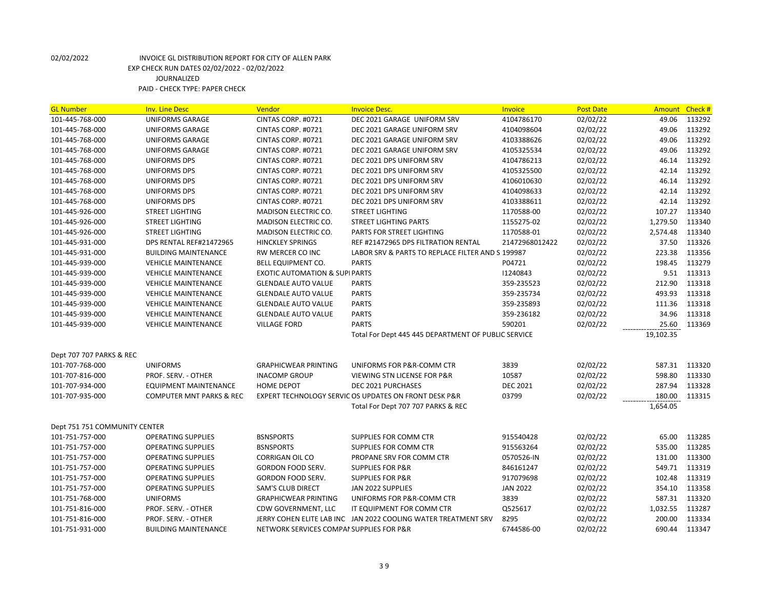02/02/2022 INVOICE GL DISTRIBUTION REPORT FOR CITY OF ALLEN PARK
EXP CHECK RUN DATES 02/02/2022 - 02/02/2022
JOURNALIZED
PAID - CHECK TYPE: PAPER CHECK

| GL Number | Inv. Line Desc | Vendor | Invoice Desc. | Invoice | Post Date | Amount | Check # |
|---|---|---|---|---|---|---|---|
| 101-445-768-000 | UNIFORMS GARAGE | CINTAS CORP. #0721 | DEC 2021 GARAGE UNIFORM SRV | 4104786170 | 02/02/22 | 49.06 | 113292 |
| 101-445-768-000 | UNIFORMS GARAGE | CINTAS CORP. #0721 | DEC 2021 GARAGE UNIFORM SRV | 4104098604 | 02/02/22 | 49.06 | 113292 |
| 101-445-768-000 | UNIFORMS GARAGE | CINTAS CORP. #0721 | DEC 2021 GARAGE UNIFORM SRV | 4103388626 | 02/02/22 | 49.06 | 113292 |
| 101-445-768-000 | UNIFORMS GARAGE | CINTAS CORP. #0721 | DEC 2021 GARAGE UNIFORM SRV | 4105325534 | 02/02/22 | 49.06 | 113292 |
| 101-445-768-000 | UNIFORMS DPS | CINTAS CORP. #0721 | DEC 2021 DPS UNIFORM SRV | 4104786213 | 02/02/22 | 46.14 | 113292 |
| 101-445-768-000 | UNIFORMS DPS | CINTAS CORP. #0721 | DEC 2021 DPS UNIFORM SRV | 4105325500 | 02/02/22 | 42.14 | 113292 |
| 101-445-768-000 | UNIFORMS DPS | CINTAS CORP. #0721 | DEC 2021 DPS UNIFORM SRV | 4106010630 | 02/02/22 | 46.14 | 113292 |
| 101-445-768-000 | UNIFORMS DPS | CINTAS CORP. #0721 | DEC 2021 DPS UNIFORM SRV | 4104098633 | 02/02/22 | 42.14 | 113292 |
| 101-445-768-000 | UNIFORMS DPS | CINTAS CORP. #0721 | DEC 2021 DPS UNIFORM SRV | 4103388611 | 02/02/22 | 42.14 | 113292 |
| 101-445-926-000 | STREET LIGHTING | MADISON ELECTRIC CO. | STREET LIGHTING | 1170588-00 | 02/02/22 | 107.27 | 113340 |
| 101-445-926-000 | STREET LIGHTING | MADISON ELECTRIC CO. | STREET LIGHTING PARTS | 1155275-02 | 02/02/22 | 1,279.50 | 113340 |
| 101-445-926-000 | STREET LIGHTING | MADISON ELECTRIC CO. | PARTS FOR STREET LIGHTING | 1170588-01 | 02/02/22 | 2,574.48 | 113340 |
| 101-445-931-000 | DPS RENTAL REF#21472965 | HINCKLEY SPRINGS | REF #21472965 DPS FILTRATION RENTAL | 21472968012422 | 02/02/22 | 37.50 | 113326 |
| 101-445-931-000 | BUILDING MAINTENANCE | RW MERCER CO INC | LABOR SRV & PARTS TO REPLACE FILTER AND S | 199987 | 02/02/22 | 223.38 | 113356 |
| 101-445-939-000 | VEHICLE MAINTENANCE | BELL EQUIPMENT CO. | PARTS | P04721 | 02/02/22 | 198.45 | 113279 |
| 101-445-939-000 | VEHICLE MAINTENANCE | EXOTIC AUTOMATION & SUPI | PARTS | I1240843 | 02/02/22 | 9.51 | 113313 |
| 101-445-939-000 | VEHICLE MAINTENANCE | GLENDALE AUTO VALUE | PARTS | 359-235523 | 02/02/22 | 212.90 | 113318 |
| 101-445-939-000 | VEHICLE MAINTENANCE | GLENDALE AUTO VALUE | PARTS | 359-235734 | 02/02/22 | 493.93 | 113318 |
| 101-445-939-000 | VEHICLE MAINTENANCE | GLENDALE AUTO VALUE | PARTS | 359-235893 | 02/02/22 | 111.36 | 113318 |
| 101-445-939-000 | VEHICLE MAINTENANCE | GLENDALE AUTO VALUE | PARTS | 359-236182 | 02/02/22 | 34.96 | 113318 |
| 101-445-939-000 | VEHICLE MAINTENANCE | VILLAGE FORD | PARTS | 590201 | 02/02/22 | 25.60 | 113369 |
| | | | Total For Dept 445 445 DEPARTMENT OF PUBLIC SERVICE | | | 19,102.35 | |
| Dept 707 707 PARKS & REC | | | | | | | |
| 101-707-768-000 | UNIFORMS | GRAPHICWEAR PRINTING | UNIFORMS FOR P&R-COMM CTR | 3839 | 02/02/22 | 587.31 | 113320 |
| 101-707-816-000 | PROF. SERV. - OTHER | INACOMP GROUP | VIEWING STN LICENSE FOR P&R | 10587 | 02/02/22 | 598.80 | 113330 |
| 101-707-934-000 | EQUIPMENT MAINTENANCE | HOME DEPOT | DEC 2021 PURCHASES | DEC 2021 | 02/02/22 | 287.94 | 113328 |
| 101-707-935-000 | COMPUTER MNT PARKS & REC | EXPERT TECHNOLOGY SERVIC | OS UPDATES ON FRONT DESK P&R | 03799 | 02/02/22 | 180.00 | 113315 |
| | | | Total For Dept 707 707 PARKS & REC | | | 1,654.05 | |
| Dept 751 751 COMMUNITY CENTER | | | | | | | |
| 101-751-757-000 | OPERATING SUPPLIES | BSNSPORTS | SUPPLIES FOR COMM CTR | 915540428 | 02/02/22 | 65.00 | 113285 |
| 101-751-757-000 | OPERATING SUPPLIES | BSNSPORTS | SUPPLIES FOR COMM CTR | 915563264 | 02/02/22 | 535.00 | 113285 |
| 101-751-757-000 | OPERATING SUPPLIES | CORRIGAN OIL CO | PROPANE SRV FOR COMM CTR | 0570526-IN | 02/02/22 | 131.00 | 113300 |
| 101-751-757-000 | OPERATING SUPPLIES | GORDON FOOD SERV. | SUPPLIES FOR P&R | 846161247 | 02/02/22 | 549.71 | 113319 |
| 101-751-757-000 | OPERATING SUPPLIES | GORDON FOOD SERV. | SUPPLIES FOR P&R | 917079698 | 02/02/22 | 102.48 | 113319 |
| 101-751-757-000 | OPERATING SUPPLIES | SAM'S CLUB DIRECT | JAN 2022 SUPPLIES | JAN 2022 | 02/02/22 | 354.10 | 113358 |
| 101-751-768-000 | UNIFORMS | GRAPHICWEAR PRINTING | UNIFORMS FOR P&R-COMM CTR | 3839 | 02/02/22 | 587.31 | 113320 |
| 101-751-816-000 | PROF. SERV. - OTHER | CDW GOVERNMENT, LLC | IT EQUIPMENT FOR COMM CTR | Q525617 | 02/02/22 | 1,032.55 | 113287 |
| 101-751-816-000 | PROF. SERV. - OTHER | JERRY COHEN ELITE LAB INC | JAN 2022 COOLING WATER TREATMENT SRV | 8295 | 02/02/22 | 200.00 | 113334 |
| 101-751-931-000 | BUILDING MAINTENANCE | NETWORK SERVICES COMPAI | SUPPLIES FOR P&R | 6744586-00 | 02/02/22 | 690.44 | 113347 |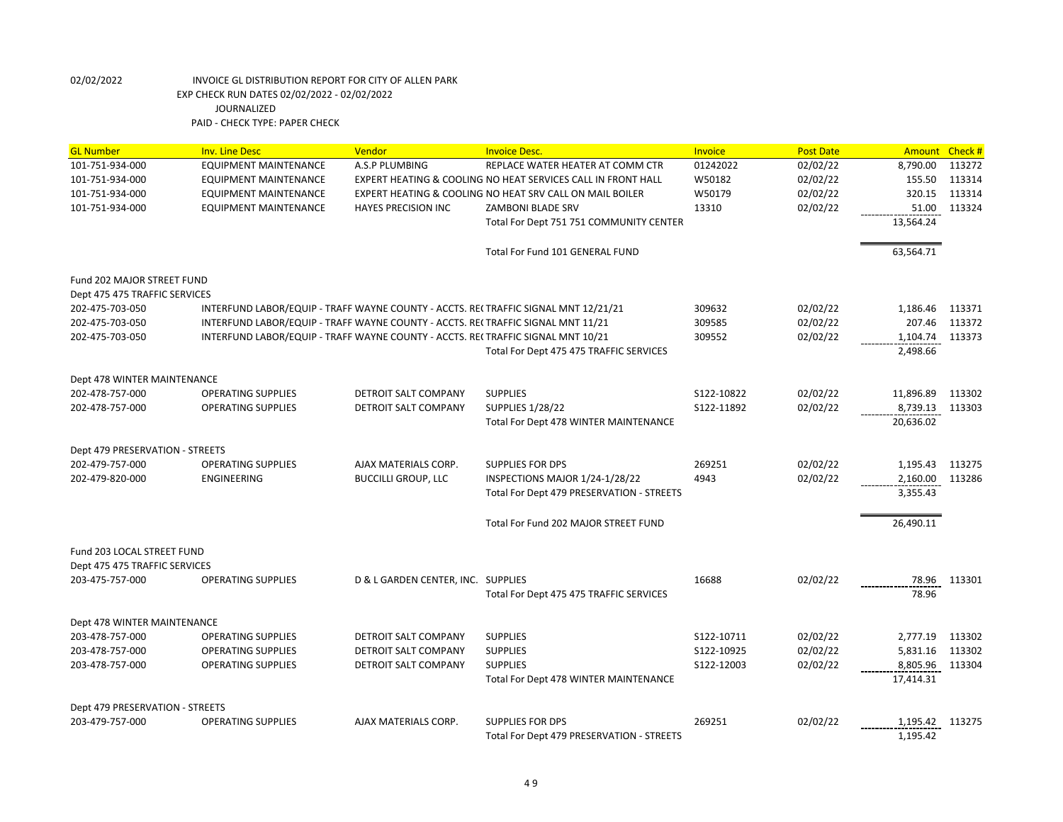02/02/2022 INVOICE GL DISTRIBUTION REPORT FOR CITY OF ALLEN PARK
EXP CHECK RUN DATES 02/02/2022 - 02/02/2022
JOURNALIZED
PAID - CHECK TYPE: PAPER CHECK

| GL Number | Inv. Line Desc | Vendor | Invoice Desc. | Invoice | Post Date | Amount | Check # |
|---|---|---|---|---|---|---|---|
| 101-751-934-000 | EQUIPMENT MAINTENANCE | A.S.P PLUMBING | REPLACE WATER HEATER AT COMM CTR | 01242022 | 02/02/22 | 8,790.00 | 113272 |
| 101-751-934-000 | EQUIPMENT MAINTENANCE | EXPERT HEATING & COOLING | NO HEAT SERVICES CALL IN FRONT HALL | W50182 | 02/02/22 | 155.50 | 113314 |
| 101-751-934-000 | EQUIPMENT MAINTENANCE | EXPERT HEATING & COOLING | NO HEAT SRV CALL ON MAIL BOILER | W50179 | 02/02/22 | 320.15 | 113314 |
| 101-751-934-000 | EQUIPMENT MAINTENANCE | HAYES PRECISION INC | ZAMBONI BLADE SRV | 13310 | 02/02/22 | 51.00 | 113324 |
| | | | Total For Dept 751 751 COMMUNITY CENTER | | | 13,564.24 | |
| | | | Total For Fund 101 GENERAL FUND | | | 63,564.71 | |
| Fund 202 MAJOR STREET FUND | | | | | | | |
| Dept 475 475 TRAFFIC SERVICES | | | | | | | |
| 202-475-703-050 | INTERFUND LABOR/EQUIP - TRAFF | WAYNE COUNTY - ACCTS. RE( | TRAFFIC SIGNAL MNT 12/21/21 | 309632 | 02/02/22 | 1,186.46 | 113371 |
| 202-475-703-050 | INTERFUND LABOR/EQUIP - TRAFF | WAYNE COUNTY - ACCTS. RE( | TRAFFIC SIGNAL MNT 11/21 | 309585 | 02/02/22 | 207.46 | 113372 |
| 202-475-703-050 | INTERFUND LABOR/EQUIP - TRAFF | WAYNE COUNTY - ACCTS. RE( | TRAFFIC SIGNAL MNT 10/21 | 309552 | 02/02/22 | 1,104.74 | 113373 |
| | | | Total For Dept 475 475 TRAFFIC SERVICES | | | 2,498.66 | |
| Dept 478 WINTER MAINTENANCE | | | | | | | |
| 202-478-757-000 | OPERATING SUPPLIES | DETROIT SALT COMPANY | SUPPLIES | S122-10822 | 02/02/22 | 11,896.89 | 113302 |
| 202-478-757-000 | OPERATING SUPPLIES | DETROIT SALT COMPANY | SUPPLIES 1/28/22 | S122-11892 | 02/02/22 | 8,739.13 | 113303 |
| | | | Total For Dept 478 WINTER MAINTENANCE | | | 20,636.02 | |
| Dept 479 PRESERVATION - STREETS | | | | | | | |
| 202-479-757-000 | OPERATING SUPPLIES | AJAX MATERIALS CORP. | SUPPLIES FOR DPS | 269251 | 02/02/22 | 1,195.43 | 113275 |
| 202-479-820-000 | ENGINEERING | BUCCILLI GROUP, LLC | INSPECTIONS MAJOR 1/24-1/28/22 | 4943 | 02/02/22 | 2,160.00 | 113286 |
| | | | Total For Dept 479 PRESERVATION - STREETS | | | 3,355.43 | |
| | | | Total For Fund 202 MAJOR STREET FUND | | | 26,490.11 | |
| Fund 203 LOCAL STREET FUND | | | | | | | |
| Dept 475 475 TRAFFIC SERVICES | | | | | | | |
| 203-475-757-000 | OPERATING SUPPLIES | D & L GARDEN CENTER, INC. | SUPPLIES | 16688 | 02/02/22 | 78.96 | 113301 |
| | | | Total For Dept 475 475 TRAFFIC SERVICES | | | 78.96 | |
| Dept 478 WINTER MAINTENANCE | | | | | | | |
| 203-478-757-000 | OPERATING SUPPLIES | DETROIT SALT COMPANY | SUPPLIES | S122-10711 | 02/02/22 | 2,777.19 | 113302 |
| 203-478-757-000 | OPERATING SUPPLIES | DETROIT SALT COMPANY | SUPPLIES | S122-10925 | 02/02/22 | 5,831.16 | 113302 |
| 203-478-757-000 | OPERATING SUPPLIES | DETROIT SALT COMPANY | SUPPLIES | S122-12003 | 02/02/22 | 8,805.96 | 113304 |
| | | | Total For Dept 478 WINTER MAINTENANCE | | | 17,414.31 | |
| Dept 479 PRESERVATION - STREETS | | | | | | | |
| 203-479-757-000 | OPERATING SUPPLIES | AJAX MATERIALS CORP. | SUPPLIES FOR DPS | 269251 | 02/02/22 | 1,195.42 | 113275 |
| | | | Total For Dept 479 PRESERVATION - STREETS | | | 1,195.42 | |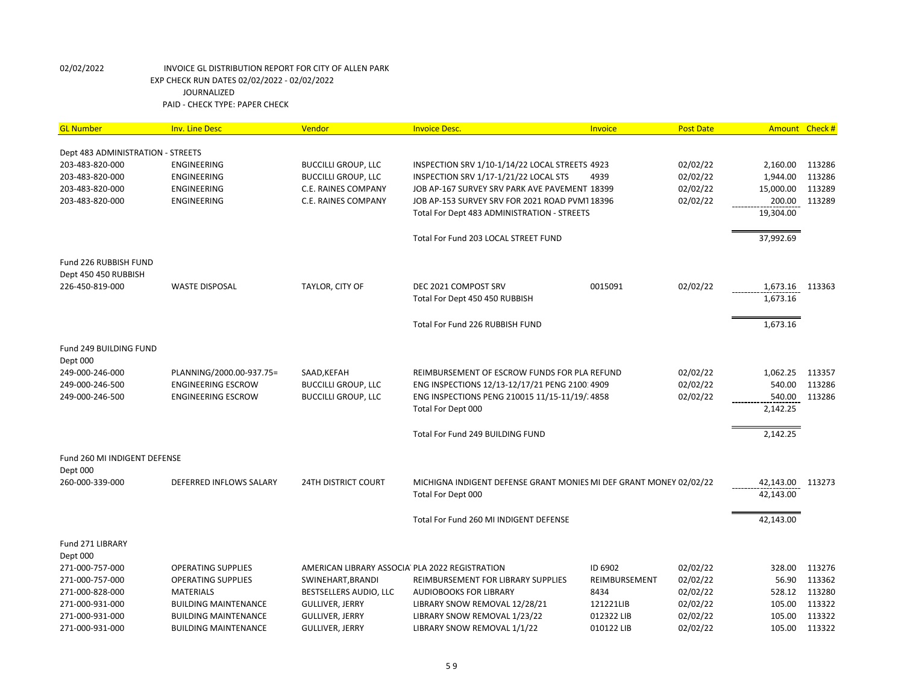02/02/2022 INVOICE GL DISTRIBUTION REPORT FOR CITY OF ALLEN PARK
EXP CHECK RUN DATES 02/02/2022 - 02/02/2022
JOURNALIZED
PAID - CHECK TYPE: PAPER CHECK

| GL Number | Inv. Line Desc | Vendor | Invoice Desc. | Invoice | Post Date | Amount | Check # |
|---|---|---|---|---|---|---|---|
| Dept 483 ADMINISTRATION - STREETS | | | | | | | |
| 203-483-820-000 | ENGINEERING | BUCCILLI GROUP, LLC | INSPECTION SRV 1/10-1/14/22 LOCAL STREETS | 4923 | 02/02/22 | 2,160.00 | 113286 |
| 203-483-820-000 | ENGINEERING | BUCCILLI GROUP, LLC | INSPECTION SRV 1/17-1/21/22 LOCAL STS | 4939 | 02/02/22 | 1,944.00 | 113286 |
| 203-483-820-000 | ENGINEERING | C.E. RAINES COMPANY | JOB AP-167 SURVEY SRV PARK AVE PAVEMENT | 18399 | 02/02/22 | 15,000.00 | 113289 |
| 203-483-820-000 | ENGINEERING | C.E. RAINES COMPANY | JOB AP-153 SURVEY SRV FOR 2021 ROAD PVM1 | 18396 | 02/02/22 | 200.00 | 113289 |
| | | | Total For Dept 483 ADMINISTRATION - STREETS | | | 19,304.00 | |
| | | | Total For Fund 203 LOCAL STREET FUND | | | 37,992.69 | |
| Fund 226 RUBBISH FUND | | | | | | | |
| Dept 450 450 RUBBISH | | | | | | | |
| 226-450-819-000 | WASTE DISPOSAL | TAYLOR, CITY OF | DEC 2021 COMPOST SRV | 0015091 | 02/02/22 | 1,673.16 | 113363 |
| | | | Total For Dept 450 450 RUBBISH | | | 1,673.16 | |
| | | | Total For Fund 226 RUBBISH FUND | | | 1,673.16 | |
| Fund 249 BUILDING FUND | | | | | | | |
| Dept 000 | | | | | | | |
| 249-000-246-000 | PLANNING/2000.00-937.75= | SAAD,KEFAH | REIMBURSEMENT OF ESCROW FUNDS FOR PLA | REFUND | 02/02/22 | 1,062.25 | 113357 |
| 249-000-246-500 | ENGINEERING ESCROW | BUCCILLI GROUP, LLC | ENG INSPECTIONS 12/13-12/17/21 PENG 2100: | 4909 | 02/02/22 | 540.00 | 113286 |
| 249-000-246-500 | ENGINEERING ESCROW | BUCCILLI GROUP, LLC | ENG INSPECTIONS PENG 210015 11/15-11/19/: | 4858 | 02/02/22 | 540.00 | 113286 |
| | | | Total For Dept 000 | | | 2,142.25 | |
| | | | Total For Fund 249 BUILDING FUND | | | 2,142.25 | |
| Fund 260 MI INDIGENT DEFENSE | | | | | | | |
| Dept 000 | | | | | | | |
| 260-000-339-000 | DEFERRED INFLOWS SALARY | 24TH DISTRICT COURT | MICHIGNA INDIGENT DEFENSE GRANT MONIES | MI DEF GRANT MONEY | 02/02/22 | 42,143.00 | 113273 |
| | | | Total For Dept 000 | | | 42,143.00 | |
| | | | Total For Fund 260 MI INDIGENT DEFENSE | | | 42,143.00 | |
| Fund 271 LIBRARY | | | | | | | |
| Dept 000 | | | | | | | |
| 271-000-757-000 | OPERATING SUPPLIES | AMERICAN LIBRARY ASSOCIA' | PLA 2022 REGISTRATION | ID 6902 | 02/02/22 | 328.00 | 113276 |
| 271-000-757-000 | OPERATING SUPPLIES | SWINEHART,BRANDI | REIMBURSEMENT FOR LIBRARY SUPPLIES | REIMBURSEMENT | 02/02/22 | 56.90 | 113362 |
| 271-000-828-000 | MATERIALS | BESTSELLERS AUDIO, LLC | AUDIOBOOKS FOR LIBRARY | 8434 | 02/02/22 | 528.12 | 113280 |
| 271-000-931-000 | BUILDING MAINTENANCE | GULLIVER, JERRY | LIBRARY SNOW REMOVAL 12/28/21 | 121221LIB | 02/02/22 | 105.00 | 113322 |
| 271-000-931-000 | BUILDING MAINTENANCE | GULLIVER, JERRY | LIBRARY SNOW REMOVAL 1/23/22 | 012322 LIB | 02/02/22 | 105.00 | 113322 |
| 271-000-931-000 | BUILDING MAINTENANCE | GULLIVER, JERRY | LIBRARY SNOW REMOVAL 1/1/22 | 010122 LIB | 02/02/22 | 105.00 | 113322 |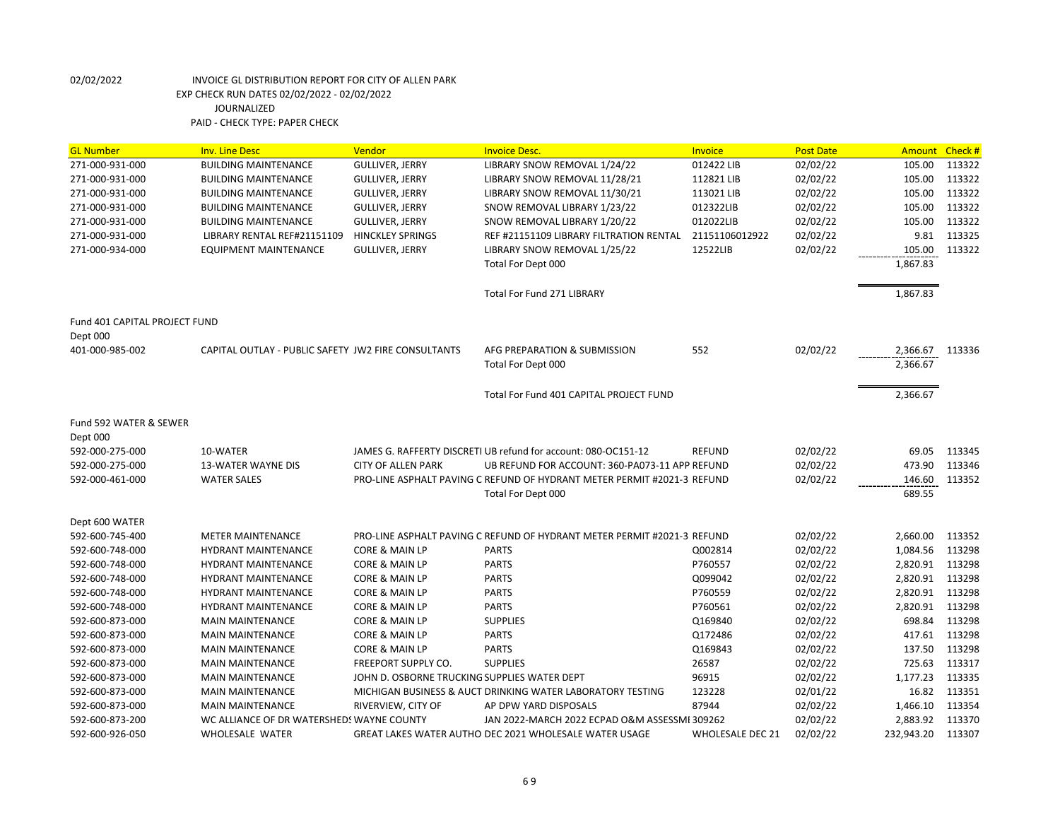02/02/2022 INVOICE GL DISTRIBUTION REPORT FOR CITY OF ALLEN PARK
EXP CHECK RUN DATES 02/02/2022 - 02/02/2022
JOURNALIZED
PAID - CHECK TYPE: PAPER CHECK

| GL Number | Inv. Line Desc | Vendor | Invoice Desc. | Invoice | Post Date | Amount | Check # |
|---|---|---|---|---|---|---|---|
| 271-000-931-000 | BUILDING MAINTENANCE | GULLIVER, JERRY | LIBRARY SNOW REMOVAL 1/24/22 | 012422 LIB | 02/02/22 | 105.00 | 113322 |
| 271-000-931-000 | BUILDING MAINTENANCE | GULLIVER, JERRY | LIBRARY SNOW REMOVAL 11/28/21 | 112821 LIB | 02/02/22 | 105.00 | 113322 |
| 271-000-931-000 | BUILDING MAINTENANCE | GULLIVER, JERRY | LIBRARY SNOW REMOVAL 11/30/21 | 113021 LIB | 02/02/22 | 105.00 | 113322 |
| 271-000-931-000 | BUILDING MAINTENANCE | GULLIVER, JERRY | SNOW REMOVAL LIBRARY 1/23/22 | 012322LIB | 02/02/22 | 105.00 | 113322 |
| 271-000-931-000 | BUILDING MAINTENANCE | GULLIVER, JERRY | SNOW REMOVAL LIBRARY 1/20/22 | 012022LIB | 02/02/22 | 105.00 | 113322 |
| 271-000-931-000 | LIBRARY RENTAL REF#21151109 | HINCKLEY SPRINGS | REF #21151109 LIBRARY FILTRATION RENTAL | 21151106012922 | 02/02/22 | 9.81 | 113325 |
| 271-000-934-000 | EQUIPMENT MAINTENANCE | GULLIVER, JERRY | LIBRARY SNOW REMOVAL 1/25/22 | 12522LIB | 02/02/22 | 105.00 | 113322 |
| | | | Total For Dept 000 | | | 1,867.83 | |
| | | | | | | | |
| | | | Total For Fund 271 LIBRARY | | | 1,867.83 | |
| | | | | | | | |
| Fund 401 CAPITAL PROJECT FUND | | | | | | | |
| Dept 000 | | | | | | | |
| 401-000-985-002 | CAPITAL OUTLAY - PUBLIC SAFETY | JW2 FIRE CONSULTANTS | AFG PREPARATION & SUBMISSION | 552 | 02/02/22 | 2,366.67 | 113336 |
| | | | Total For Dept 000 | | | 2,366.67 | |
| | | | | | | | |
| | | | Total For Fund 401 CAPITAL PROJECT FUND | | | 2,366.67 | |
| | | | | | | | |
| Fund 592 WATER & SEWER | | | | | | | |
| Dept 000 | | | | | | | |
| 592-000-275-000 | 10-WATER | JAMES G. RAFFERTY DISCRETI | UB refund for account: 080-OC151-12 | REFUND | 02/02/22 | 69.05 | 113345 |
| 592-000-275-000 | 13-WATER WAYNE DIS | CITY OF ALLEN PARK | UB REFUND FOR ACCOUNT: 360-PA073-11 APP | REFUND | 02/02/22 | 473.90 | 113346 |
| 592-000-461-000 | WATER SALES | PRO-LINE ASPHALT PAVING C | REFUND OF HYDRANT METER PERMIT #2021-3 | REFUND | 02/02/22 | 146.60 | 113352 |
| | | | Total For Dept 000 | | | 689.55 | |
| | | | | | | | |
| Dept 600 WATER | | | | | | | |
| 592-600-745-400 | METER MAINTENANCE | PRO-LINE ASPHALT PAVING C | REFUND OF HYDRANT METER PERMIT #2021-3 | REFUND | 02/02/22 | 2,660.00 | 113352 |
| 592-600-748-000 | HYDRANT MAINTENANCE | CORE & MAIN LP | PARTS | Q002814 | 02/02/22 | 1,084.56 | 113298 |
| 592-600-748-000 | HYDRANT MAINTENANCE | CORE & MAIN LP | PARTS | P760557 | 02/02/22 | 2,820.91 | 113298 |
| 592-600-748-000 | HYDRANT MAINTENANCE | CORE & MAIN LP | PARTS | Q099042 | 02/02/22 | 2,820.91 | 113298 |
| 592-600-748-000 | HYDRANT MAINTENANCE | CORE & MAIN LP | PARTS | P760559 | 02/02/22 | 2,820.91 | 113298 |
| 592-600-748-000 | HYDRANT MAINTENANCE | CORE & MAIN LP | PARTS | P760561 | 02/02/22 | 2,820.91 | 113298 |
| 592-600-873-000 | MAIN MAINTENANCE | CORE & MAIN LP | SUPPLIES | Q169840 | 02/02/22 | 698.84 | 113298 |
| 592-600-873-000 | MAIN MAINTENANCE | CORE & MAIN LP | PARTS | Q172486 | 02/02/22 | 417.61 | 113298 |
| 592-600-873-000 | MAIN MAINTENANCE | CORE & MAIN LP | PARTS | Q169843 | 02/02/22 | 137.50 | 113298 |
| 592-600-873-000 | MAIN MAINTENANCE | FREEPORT SUPPLY CO. | SUPPLIES | 26587 | 02/02/22 | 725.63 | 113317 |
| 592-600-873-000 | MAIN MAINTENANCE | JOHN D. OSBORNE TRUCKING | SUPPLIES WATER DEPT | 96915 | 02/02/22 | 1,177.23 | 113335 |
| 592-600-873-000 | MAIN MAINTENANCE | MICHIGAN BUSINESS & AUCT | DRINKING WATER LABORATORY TESTING | 123228 | 02/01/22 | 16.82 | 113351 |
| 592-600-873-000 | MAIN MAINTENANCE | RIVERVIEW, CITY OF | AP DPW YARD DISPOSALS | 87944 | 02/02/22 | 1,466.10 | 113354 |
| 592-600-873-200 | WC ALLIANCE OF DR WATERSHEDS | WAYNE COUNTY | JAN 2022-MARCH 2022 ECPAD O&M ASSESSMI | 309262 | 02/02/22 | 2,883.92 | 113370 |
| 592-600-926-050 | WHOLESALE WATER | GREAT LAKES WATER AUTHO | DEC 2021 WHOLESALE WATER USAGE | WHOLESALE DEC 21 | 02/02/22 | 232,943.20 | 113307 |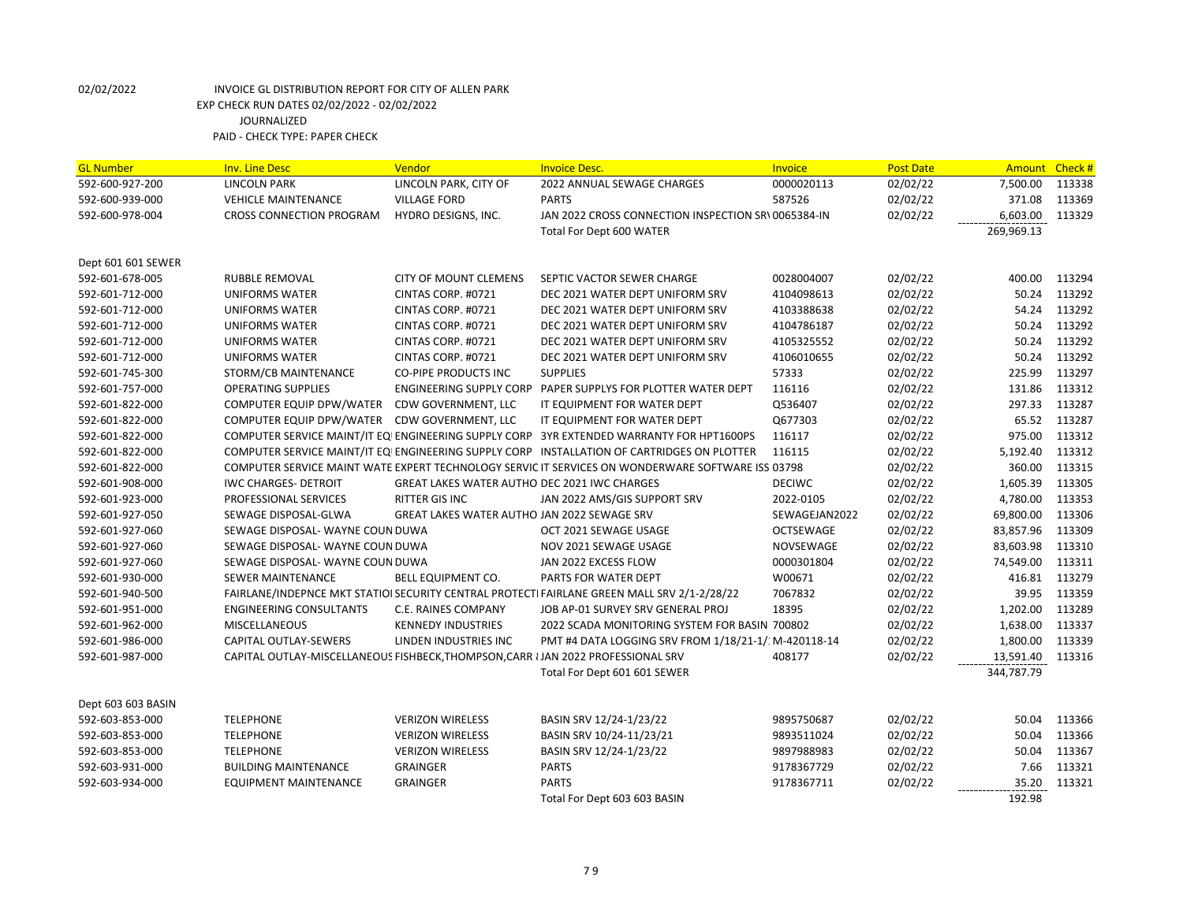02/02/2022 INVOICE GL DISTRIBUTION REPORT FOR CITY OF ALLEN PARK

EXP CHECK RUN DATES 02/02/2022 - 02/02/2022

JOURNALIZED

PAID - CHECK TYPE: PAPER CHECK

| GL Number | Inv. Line Desc | Vendor | Invoice Desc. | Invoice | Post Date | Amount | Check # |
|---|---|---|---|---|---|---|---|
| 592-600-927-200 | LINCOLN PARK | LINCOLN PARK, CITY OF | 2022 ANNUAL SEWAGE CHARGES | 0000020113 | 02/02/22 | 7,500.00 | 113338 |
| 592-600-939-000 | VEHICLE MAINTENANCE | VILLAGE FORD | PARTS | 587526 | 02/02/22 | 371.08 | 113369 |
| 592-600-978-004 | CROSS CONNECTION PROGRAM | HYDRO DESIGNS, INC. | JAN 2022 CROSS CONNECTION INSPECTION SRV | 0065384-IN | 02/02/22 | 6,603.00 | 113329 |
| | | | Total For Dept 600 WATER | | | 269,969.13 | |
| Dept 601 601 SEWER | | | | | | | |
| 592-601-678-005 | RUBBLE REMOVAL | CITY OF MOUNT CLEMENS | SEPTIC VACTOR SEWER CHARGE | 0028004007 | 02/02/22 | 400.00 | 113294 |
| 592-601-712-000 | UNIFORMS WATER | CINTAS CORP. #0721 | DEC 2021 WATER DEPT UNIFORM SRV | 4104098613 | 02/02/22 | 50.24 | 113292 |
| 592-601-712-000 | UNIFORMS WATER | CINTAS CORP. #0721 | DEC 2021 WATER DEPT UNIFORM SRV | 4103388638 | 02/02/22 | 54.24 | 113292 |
| 592-601-712-000 | UNIFORMS WATER | CINTAS CORP. #0721 | DEC 2021 WATER DEPT UNIFORM SRV | 4104786187 | 02/02/22 | 50.24 | 113292 |
| 592-601-712-000 | UNIFORMS WATER | CINTAS CORP. #0721 | DEC 2021 WATER DEPT UNIFORM SRV | 4105325552 | 02/02/22 | 50.24 | 113292 |
| 592-601-712-000 | UNIFORMS WATER | CINTAS CORP. #0721 | DEC 2021 WATER DEPT UNIFORM SRV | 4106010655 | 02/02/22 | 50.24 | 113292 |
| 592-601-745-300 | STORM/CB MAINTENANCE | CO-PIPE PRODUCTS INC | SUPPLIES | 57333 | 02/02/22 | 225.99 | 113297 |
| 592-601-757-000 | OPERATING SUPPLIES | ENGINEERING SUPPLY CORP | PAPER SUPPLYS FOR PLOTTER WATER DEPT | 116116 | 02/02/22 | 131.86 | 113312 |
| 592-601-822-000 | COMPUTER EQUIP DPW/WATER | CDW GOVERNMENT, LLC | IT EQUIPMENT FOR WATER DEPT | Q536407 | 02/02/22 | 297.33 | 113287 |
| 592-601-822-000 | COMPUTER EQUIP DPW/WATER | CDW GOVERNMENT, LLC | IT EQUIPMENT FOR WATER DEPT | Q677303 | 02/02/22 | 65.52 | 113287 |
| 592-601-822-000 | COMPUTER SERVICE MAINT/IT EQ | ENGINEERING SUPPLY CORP | 3YR EXTENDED WARRANTY FOR HPT1600PS | 116117 | 02/02/22 | 975.00 | 113312 |
| 592-601-822-000 | COMPUTER SERVICE MAINT/IT EQ | ENGINEERING SUPPLY CORP | INSTALLATION OF CARTRIDGES ON PLOTTER | 116115 | 02/02/22 | 5,192.40 | 113312 |
| 592-601-822-000 | COMPUTER SERVICE MAINT WATE | EXPERT TECHNOLOGY SERVIC | IT SERVICES ON WONDERWARE SOFTWARE ISS | 03798 | 02/02/22 | 360.00 | 113315 |
| 592-601-908-000 | IWC CHARGES- DETROIT | GREAT LAKES WATER AUTHO | DEC 2021 IWC CHARGES | DECIWC | 02/02/22 | 1,605.39 | 113305 |
| 592-601-923-000 | PROFESSIONAL SERVICES | RITTER GIS INC | JAN 2022 AMS/GIS SUPPORT SRV | 2022-0105 | 02/02/22 | 4,780.00 | 113353 |
| 592-601-927-050 | SEWAGE DISPOSAL-GLWA | GREAT LAKES WATER AUTHO | JAN 2022 SEWAGE SRV | SEWAGEJAN2022 | 02/02/22 | 69,800.00 | 113306 |
| 592-601-927-060 | SEWAGE DISPOSAL- WAYNE COUN | DUWA | OCT 2021 SEWAGE USAGE | OCTSEWAGE | 02/02/22 | 83,857.96 | 113309 |
| 592-601-927-060 | SEWAGE DISPOSAL- WAYNE COUN | DUWA | NOV 2021 SEWAGE USAGE | NOVSEWAGE | 02/02/22 | 83,603.98 | 113310 |
| 592-601-927-060 | SEWAGE DISPOSAL- WAYNE COUN | DUWA | JAN 2022 EXCESS FLOW | 0000301804 | 02/02/22 | 74,549.00 | 113311 |
| 592-601-930-000 | SEWER MAINTENANCE | BELL EQUIPMENT CO. | PARTS FOR WATER DEPT | W00671 | 02/02/22 | 416.81 | 113279 |
| 592-601-940-500 | FAIRLANE/INDEPNCE MKT STATIO | SECURITY CENTRAL PROTECTI | FAIRLANE GREEN MALL SRV 2/1-2/28/22 | 7067832 | 02/02/22 | 39.95 | 113359 |
| 592-601-951-000 | ENGINEERING CONSULTANTS | C.E. RAINES COMPANY | JOB AP-01 SURVEY SRV GENERAL PROJ | 18395 | 02/02/22 | 1,202.00 | 113289 |
| 592-601-962-000 | MISCELLANEOUS | KENNEDY INDUSTRIES | 2022 SCADA MONITORING SYSTEM FOR BASIN | 700802 | 02/02/22 | 1,638.00 | 113337 |
| 592-601-986-000 | CAPITAL OUTLAY-SEWERS | LINDEN INDUSTRIES INC | PMT #4 DATA LOGGING SRV FROM 1/18/21-1/ | M-420118-14 | 02/02/22 | 1,800.00 | 113339 |
| 592-601-987-000 | CAPITAL OUTLAY-MISCELLANEOUS | FISHBECK,THOMPSON,CARR | JAN 2022 PROFESSIONAL SRV | 408177 | 02/02/22 | 13,591.40 | 113316 |
| | | | Total For Dept 601 601 SEWER | | | 344,787.79 | |
| Dept 603 603 BASIN | | | | | | | |
| 592-603-853-000 | TELEPHONE | VERIZON WIRELESS | BASIN SRV 12/24-1/23/22 | 9895750687 | 02/02/22 | 50.04 | 113366 |
| 592-603-853-000 | TELEPHONE | VERIZON WIRELESS | BASIN SRV 10/24-11/23/21 | 9893511024 | 02/02/22 | 50.04 | 113366 |
| 592-603-853-000 | TELEPHONE | VERIZON WIRELESS | BASIN SRV 12/24-1/23/22 | 9897988983 | 02/02/22 | 50.04 | 113367 |
| 592-603-931-000 | BUILDING MAINTENANCE | GRAINGER | PARTS | 9178367729 | 02/02/22 | 7.66 | 113321 |
| 592-603-934-000 | EQUIPMENT MAINTENANCE | GRAINGER | PARTS | 9178367711 | 02/02/22 | 35.20 | 113321 |
| | | | Total For Dept 603 603 BASIN | | | 192.98 | |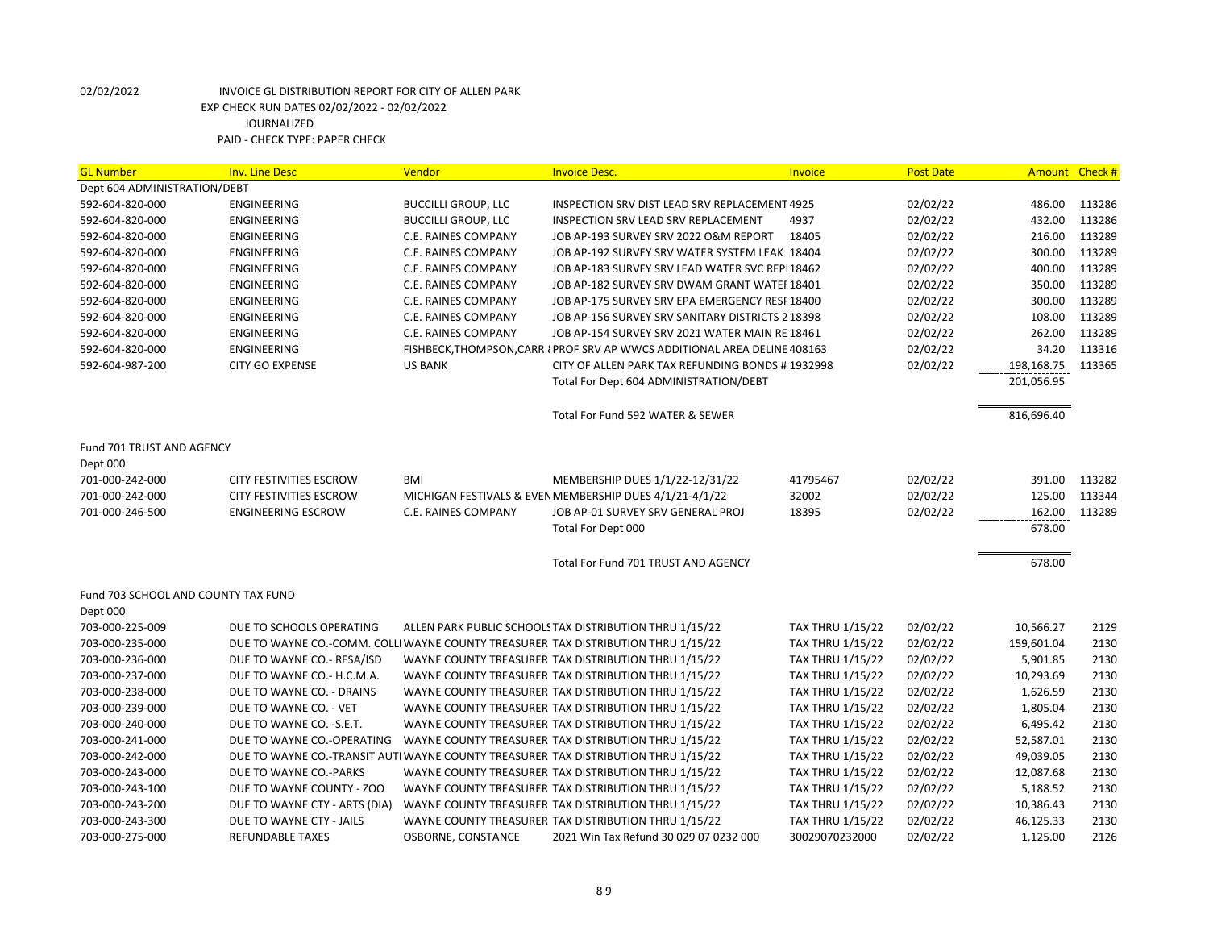02/02/2022 INVOICE GL DISTRIBUTION REPORT FOR CITY OF ALLEN PARK
EXP CHECK RUN DATES 02/02/2022 - 02/02/2022
JOURNALIZED
PAID - CHECK TYPE: PAPER CHECK

| GL Number | Inv. Line Desc | Vendor | Invoice Desc. | Invoice | Post Date | Amount | Check # |
|---|---|---|---|---|---|---|---|
| Dept 604 ADMINISTRATION/DEBT | | | | | | | |
| 592-604-820-000 | ENGINEERING | BUCCILLI GROUP, LLC | INSPECTION SRV DIST LEAD SRV REPLACEMENT | 4925 | 02/02/22 | 486.00 | 113286 |
| 592-604-820-000 | ENGINEERING | BUCCILLI GROUP, LLC | INSPECTION SRV LEAD SRV REPLACEMENT | 4937 | 02/02/22 | 432.00 | 113286 |
| 592-604-820-000 | ENGINEERING | C.E. RAINES COMPANY | JOB AP-193 SURVEY SRV 2022 O&M REPORT | 18405 | 02/02/22 | 216.00 | 113289 |
| 592-604-820-000 | ENGINEERING | C.E. RAINES COMPANY | JOB AP-192 SURVEY SRV WATER SYSTEM LEAK | 18404 | 02/02/22 | 300.00 | 113289 |
| 592-604-820-000 | ENGINEERING | C.E. RAINES COMPANY | JOB AP-183 SURVEY SRV LEAD WATER SVC REP | 18462 | 02/02/22 | 400.00 | 113289 |
| 592-604-820-000 | ENGINEERING | C.E. RAINES COMPANY | JOB AP-182 SURVEY SRV DWAM GRANT WATEI | 18401 | 02/02/22 | 350.00 | 113289 |
| 592-604-820-000 | ENGINEERING | C.E. RAINES COMPANY | JOB AP-175 SURVEY SRV EPA EMERGENCY RESI | 18400 | 02/02/22 | 300.00 | 113289 |
| 592-604-820-000 | ENGINEERING | C.E. RAINES COMPANY | JOB AP-156 SURVEY SRV SANITARY DISTRICTS 2 | 18398 | 02/02/22 | 108.00 | 113289 |
| 592-604-820-000 | ENGINEERING | C.E. RAINES COMPANY | JOB AP-154 SURVEY SRV 2021 WATER MAIN RE | 18461 | 02/02/22 | 262.00 | 113289 |
| 592-604-820-000 | ENGINEERING | FISHBECK,THOMPSON,CARR | PROF SRV AP WWCS ADDITIONAL AREA DELINE | 408163 | 02/02/22 | 34.20 | 113316 |
| 592-604-987-200 | CITY GO EXPENSE | US BANK | CITY OF ALLEN PARK TAX REFUNDING BONDS # | 1932998 | 02/02/22 | 198,168.75 | 113365 |
| | | | Total For Dept 604 ADMINISTRATION/DEBT | | | 201,056.95 | |
| | | | Total For Fund 592 WATER & SEWER | | | 816,696.40 | |
| Fund 701 TRUST AND AGENCY | | | | | | | |
| Dept 000 | | | | | | | |
| 701-000-242-000 | CITY FESTIVITIES ESCROW | BMI | MEMBERSHIP DUES 1/1/22-12/31/22 | 41795467 | 02/02/22 | 391.00 | 113282 |
| 701-000-242-000 | CITY FESTIVITIES ESCROW | MICHIGAN FESTIVALS & EVEN | MEMBERSHIP DUES 4/1/21-4/1/22 | 32002 | 02/02/22 | 125.00 | 113344 |
| 701-000-246-500 | ENGINEERING ESCROW | C.E. RAINES COMPANY | JOB AP-01 SURVEY SRV GENERAL PROJ | 18395 | 02/02/22 | 162.00 | 113289 |
| | | | Total For Dept 000 | | | 678.00 | |
| | | | Total For Fund 701 TRUST AND AGENCY | | | 678.00 | |
| Fund 703 SCHOOL AND COUNTY TAX FUND | | | | | | | |
| Dept 000 | | | | | | | |
| 703-000-225-009 | DUE TO SCHOOLS OPERATING | ALLEN PARK PUBLIC SCHOOLS | TAX DISTRIBUTION THRU 1/15/22 | TAX THRU 1/15/22 | 02/02/22 | 10,566.27 | 2129 |
| 703-000-235-000 | DUE TO WAYNE CO.-COMM. COLL | WAYNE COUNTY TREASURER | TAX DISTRIBUTION THRU 1/15/22 | TAX THRU 1/15/22 | 02/02/22 | 159,601.04 | 2130 |
| 703-000-236-000 | DUE TO WAYNE CO.- RESA/ISD | WAYNE COUNTY TREASURER | TAX DISTRIBUTION THRU 1/15/22 | TAX THRU 1/15/22 | 02/02/22 | 5,901.85 | 2130 |
| 703-000-237-000 | DUE TO WAYNE CO.- H.C.M.A. | WAYNE COUNTY TREASURER | TAX DISTRIBUTION THRU 1/15/22 | TAX THRU 1/15/22 | 02/02/22 | 10,293.69 | 2130 |
| 703-000-238-000 | DUE TO WAYNE CO. - DRAINS | WAYNE COUNTY TREASURER | TAX DISTRIBUTION THRU 1/15/22 | TAX THRU 1/15/22 | 02/02/22 | 1,626.59 | 2130 |
| 703-000-239-000 | DUE TO WAYNE CO. - VET | WAYNE COUNTY TREASURER | TAX DISTRIBUTION THRU 1/15/22 | TAX THRU 1/15/22 | 02/02/22 | 1,805.04 | 2130 |
| 703-000-240-000 | DUE TO WAYNE CO. -S.E.T. | WAYNE COUNTY TREASURER | TAX DISTRIBUTION THRU 1/15/22 | TAX THRU 1/15/22 | 02/02/22 | 6,495.42 | 2130 |
| 703-000-241-000 | DUE TO WAYNE CO.-OPERATING | WAYNE COUNTY TREASURER | TAX DISTRIBUTION THRU 1/15/22 | TAX THRU 1/15/22 | 02/02/22 | 52,587.01 | 2130 |
| 703-000-242-000 | DUE TO WAYNE CO.-TRANSIT AUTI | WAYNE COUNTY TREASURER | TAX DISTRIBUTION THRU 1/15/22 | TAX THRU 1/15/22 | 02/02/22 | 49,039.05 | 2130 |
| 703-000-243-000 | DUE TO WAYNE CO.-PARKS | WAYNE COUNTY TREASURER | TAX DISTRIBUTION THRU 1/15/22 | TAX THRU 1/15/22 | 02/02/22 | 12,087.68 | 2130 |
| 703-000-243-100 | DUE TO WAYNE COUNTY - ZOO | WAYNE COUNTY TREASURER | TAX DISTRIBUTION THRU 1/15/22 | TAX THRU 1/15/22 | 02/02/22 | 5,188.52 | 2130 |
| 703-000-243-200 | DUE TO WAYNE CTY - ARTS (DIA) | WAYNE COUNTY TREASURER | TAX DISTRIBUTION THRU 1/15/22 | TAX THRU 1/15/22 | 02/02/22 | 10,386.43 | 2130 |
| 703-000-243-300 | DUE TO WAYNE CTY - JAILS | WAYNE COUNTY TREASURER | TAX DISTRIBUTION THRU 1/15/22 | TAX THRU 1/15/22 | 02/02/22 | 46,125.33 | 2130 |
| 703-000-275-000 | REFUNDABLE TAXES | OSBORNE, CONSTANCE | 2021 Win Tax Refund 30 029 07 0232 000 | 30029070232000 | 02/02/22 | 1,125.00 | 2126 |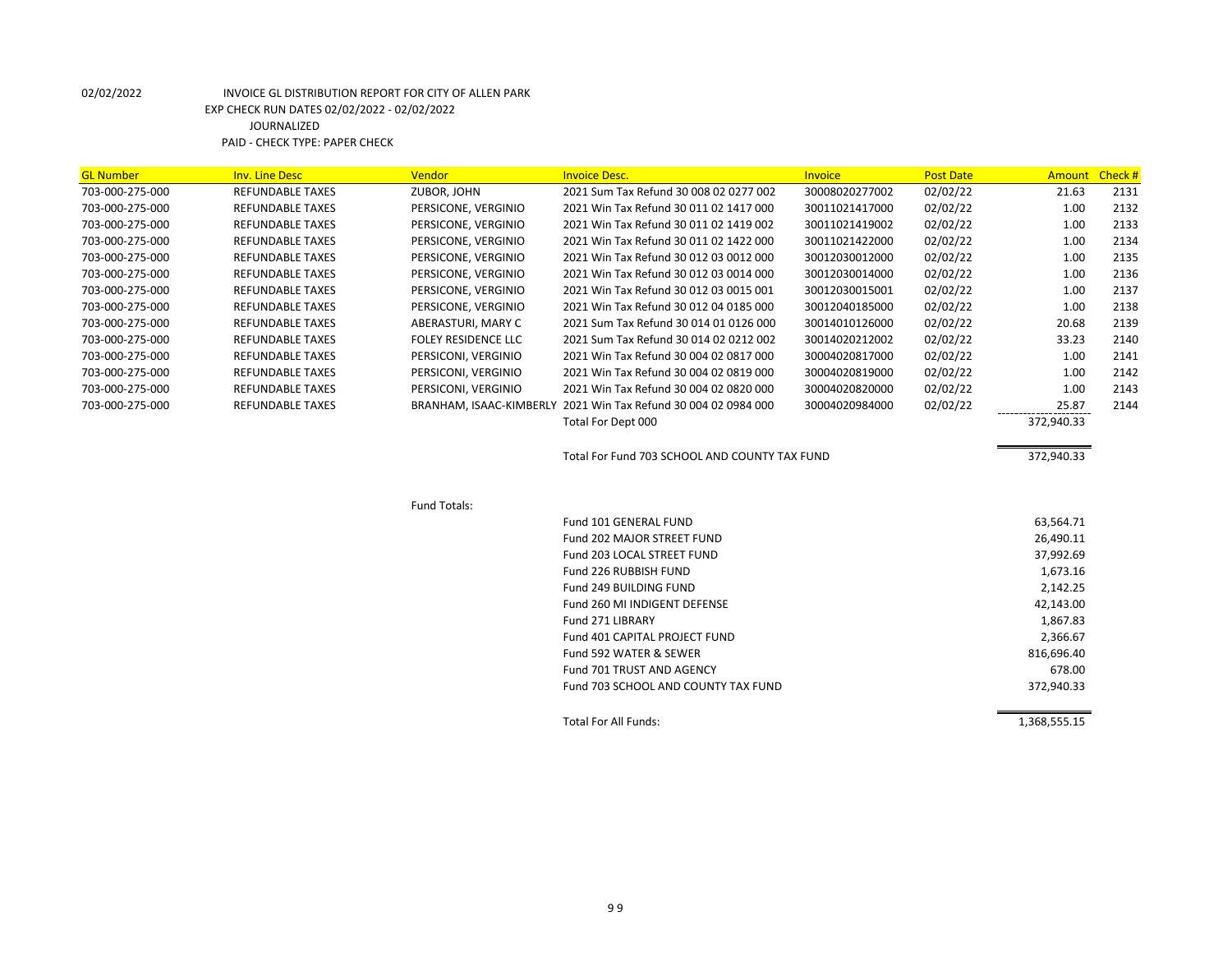02/02/2022 INVOICE GL DISTRIBUTION REPORT FOR CITY OF ALLEN PARK
EXP CHECK RUN DATES 02/02/2022 - 02/02/2022
JOURNALIZED
PAID - CHECK TYPE: PAPER CHECK

| GL Number | Inv. Line Desc | Vendor | Invoice Desc. | Invoice | Post Date | Amount | Check # |
|---|---|---|---|---|---|---|---|
| 703-000-275-000 | REFUNDABLE TAXES | ZUBOR, JOHN | 2021 Sum Tax Refund 30 008 02 0277 002 | 30008020277002 | 02/02/22 | 21.63 | 2131 |
| 703-000-275-000 | REFUNDABLE TAXES | PERSICONE, VERGINIO | 2021 Win Tax Refund 30 011 02 1417 000 | 30011021417000 | 02/02/22 | 1.00 | 2132 |
| 703-000-275-000 | REFUNDABLE TAXES | PERSICONE, VERGINIO | 2021 Win Tax Refund 30 011 02 1419 002 | 30011021419002 | 02/02/22 | 1.00 | 2133 |
| 703-000-275-000 | REFUNDABLE TAXES | PERSICONE, VERGINIO | 2021 Win Tax Refund 30 011 02 1422 000 | 30011021422000 | 02/02/22 | 1.00 | 2134 |
| 703-000-275-000 | REFUNDABLE TAXES | PERSICONE, VERGINIO | 2021 Win Tax Refund 30 012 03 0012 000 | 30012030012000 | 02/02/22 | 1.00 | 2135 |
| 703-000-275-000 | REFUNDABLE TAXES | PERSICONE, VERGINIO | 2021 Win Tax Refund 30 012 03 0014 000 | 30012030014000 | 02/02/22 | 1.00 | 2136 |
| 703-000-275-000 | REFUNDABLE TAXES | PERSICONE, VERGINIO | 2021 Win Tax Refund 30 012 03 0015 001 | 30012030015001 | 02/02/22 | 1.00 | 2137 |
| 703-000-275-000 | REFUNDABLE TAXES | PERSICONE, VERGINIO | 2021 Win Tax Refund 30 012 04 0185 000 | 30012040185000 | 02/02/22 | 1.00 | 2138 |
| 703-000-275-000 | REFUNDABLE TAXES | ABERASTURI, MARY C | 2021 Sum Tax Refund 30 014 01 0126 000 | 30014010126000 | 02/02/22 | 20.68 | 2139 |
| 703-000-275-000 | REFUNDABLE TAXES | FOLEY RESIDENCE LLC | 2021 Sum Tax Refund 30 014 02 0212 002 | 30014020212002 | 02/02/22 | 33.23 | 2140 |
| 703-000-275-000 | REFUNDABLE TAXES | PERSICONI, VERGINIO | 2021 Win Tax Refund 30 004 02 0817 000 | 30004020817000 | 02/02/22 | 1.00 | 2141 |
| 703-000-275-000 | REFUNDABLE TAXES | PERSICONI, VERGINIO | 2021 Win Tax Refund 30 004 02 0819 000 | 30004020819000 | 02/02/22 | 1.00 | 2142 |
| 703-000-275-000 | REFUNDABLE TAXES | PERSICONI, VERGINIO | 2021 Win Tax Refund 30 004 02 0820 000 | 30004020820000 | 02/02/22 | 1.00 | 2143 |
| 703-000-275-000 | REFUNDABLE TAXES | BRANHAM, ISAAC-KIMBERLY | 2021 Win Tax Refund 30 004 02 0984 000 | 30004020984000 | 02/02/22 | 25.87 | 2144 |
| | | | Total For Dept 000 | | | 372,940.33 | |
| | | | Total For Fund 703 SCHOOL AND COUNTY TAX FUND | | | 372,940.33 | |

Fund Totals:

| | |
|---|---|
| Fund 101 GENERAL FUND | 63,564.71 |
| Fund 202 MAJOR STREET FUND | 26,490.11 |
| Fund 203 LOCAL STREET FUND | 37,992.69 |
| Fund 226 RUBBISH FUND | 1,673.16 |
| Fund 249 BUILDING FUND | 2,142.25 |
| Fund 260 MI INDIGENT DEFENSE | 42,143.00 |
| Fund 271 LIBRARY | 1,867.83 |
| Fund 401 CAPITAL PROJECT FUND | 2,366.67 |
| Fund 592 WATER & SEWER | 816,696.40 |
| Fund 701 TRUST AND AGENCY | 678.00 |
| Fund 703 SCHOOL AND COUNTY TAX FUND | 372,940.33 |
| Total For All Funds: | 1,368,555.15 |